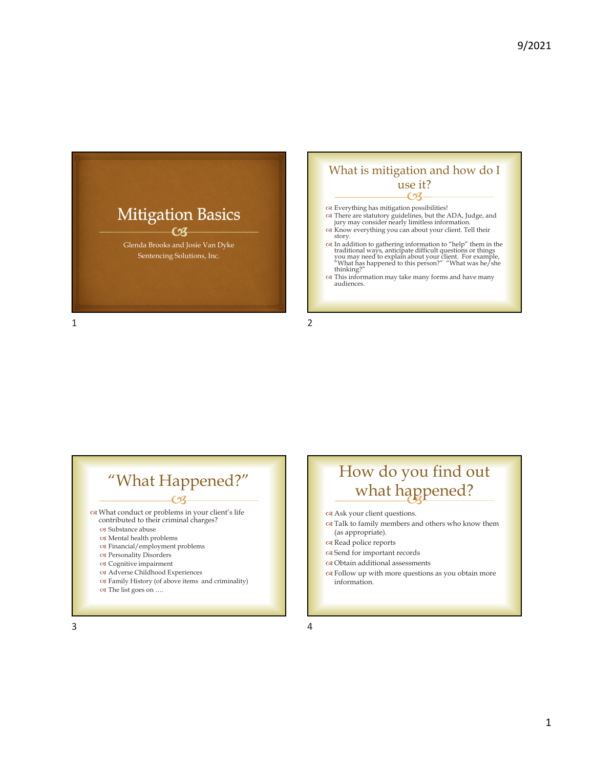# Mitigation Basics

Glenda Brooks and Josie Van Dyke
Sentencing Solutions, Inc.

## What is mitigation and how do I use it?

- Everything has mitigation possibilities!
- There are statutory guidelines, but the ADA, Judge, and jury may consider nearly limitless information.
- Know everything you can about your client. Tell their story.
- In addition to gathering information to "help" them in the traditional ways, anticipate difficult questions or things you may need to explain about your client. For example, "What has happened to this person?" "What was he/she thinking?"
- This information may take many forms and have many audiences.

## "What Happened?"

- What conduct or problems in your client's life contributed to their criminal charges?
  - Substance abuse
  - Mental health problems
  - Financial/employment problems
  - Personality Disorders
  - Cognitive impairment
  - Adverse Childhood Experiences
  - Family History (of above items and criminality)
  - The list goes on ….

## How do you find out what happened?

- Ask your client questions.
- Talk to family members and others who know them (as appropriate).
- Read police reports
- Send for important records
- Obtain additional assessments
- Follow up with more questions as you obtain more information.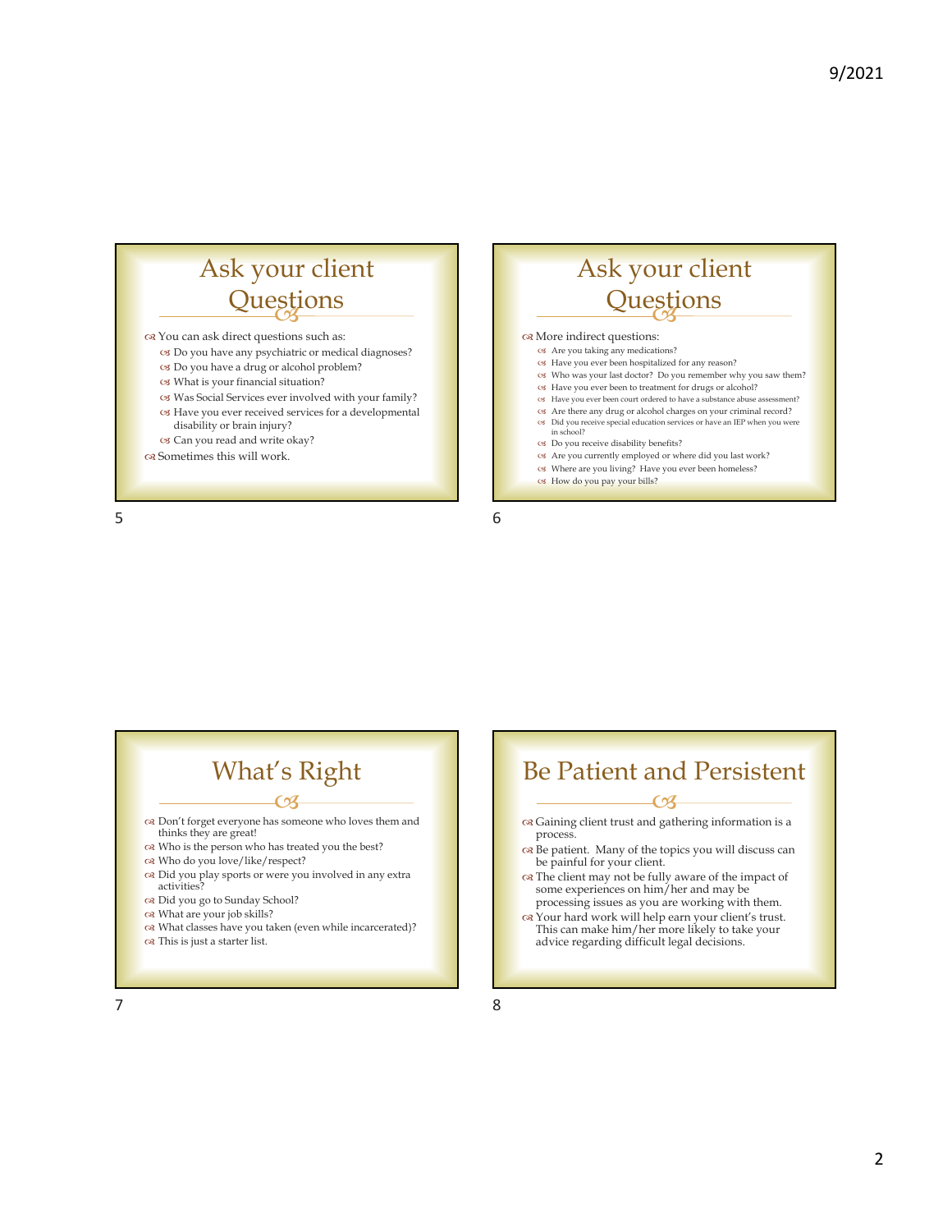## Ask your client Questions

- You can ask direct questions such as:
  - Do you have any psychiatric or medical diagnoses?
  - Do you have a drug or alcohol problem?
  - What is your financial situation?
  - Was Social Services ever involved with your family?
  - Have you ever received services for a developmental disability or brain injury?
  - Can you read and write okay?
- Sometimes this will work.

## Ask your client Questions

- More indirect questions:
  - Are you taking any medications?
  - Have you ever been hospitalized for any reason?
  - Who was your last doctor? Do you remember why you saw them?
  - Have you ever been to treatment for drugs or alcohol?
  - Have you ever been court ordered to have a substance abuse assessment?
  - Are there any drug or alcohol charges on your criminal record?
  - Did you receive special education services or have an IEP when you were in school?
  - Do you receive disability benefits?
  - Are you currently employed or where did you last work?
  - Where are you living? Have you ever been homeless?
  - How do you pay your bills?

## What's Right

- Don't forget everyone has someone who loves them and thinks they are great!
- Who is the person who has treated you the best?
- Who do you love/like/respect?
- Did you play sports or were you involved in any extra activities?
- Did you go to Sunday School?
- What are your job skills?
- What classes have you taken (even while incarcerated)?
- This is just a starter list.

## Be Patient and Persistent

- Gaining client trust and gathering information is a process.
- Be patient. Many of the topics you will discuss can be painful for your client.
- The client may not be fully aware of the impact of some experiences on him/her and may be processing issues as you are working with them.
- Your hard work will help earn your client's trust. This can make him/her more likely to take your advice regarding difficult legal decisions.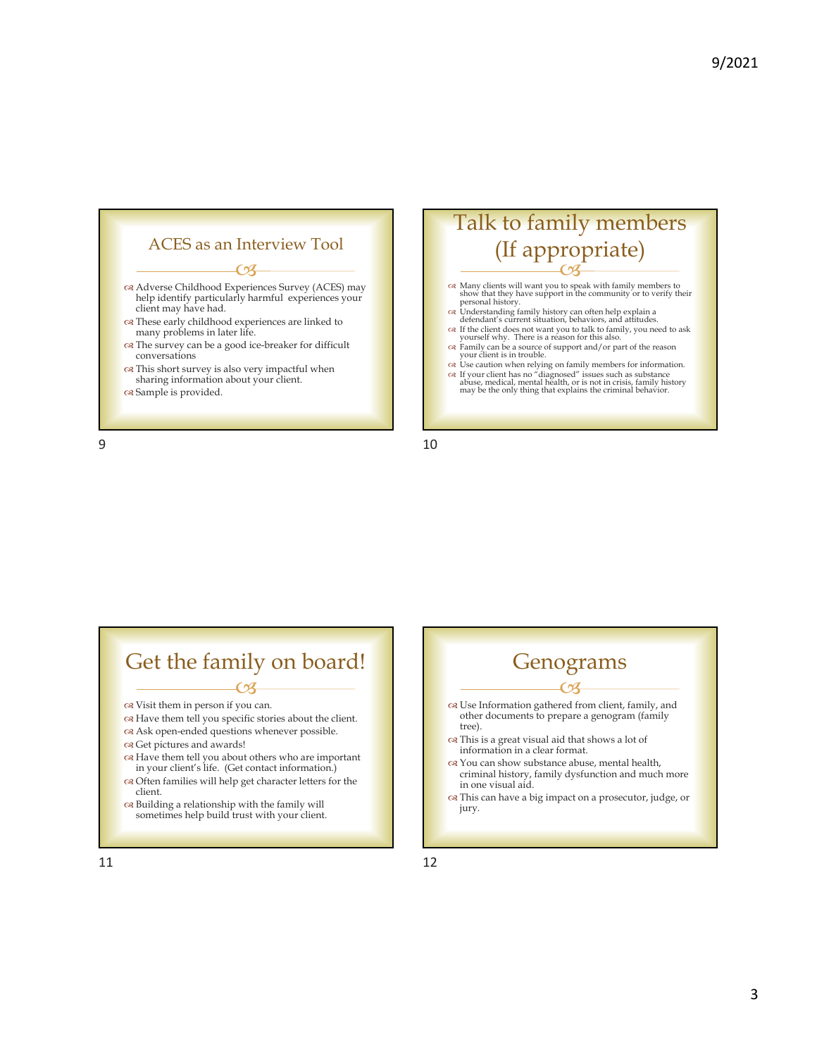## ACES as an Interview Tool

- Adverse Childhood Experiences Survey (ACES) may help identify particularly harmful experiences your client may have had.
- These early childhood experiences are linked to many problems in later life.
- The survey can be a good ice-breaker for difficult conversations
- This short survey is also very impactful when sharing information about your client.
- Sample is provided.

## Talk to family members (If appropriate)

- Many clients will want you to speak with family members to show that they have support in the community or to verify their personal history.
- Understanding family history can often help explain a defendant's current situation, behaviors, and attitudes.
- If the client does not want you to talk to family, you need to ask yourself why. There is a reason for this also.
- Family can be a source of support and/or part of the reason your client is in trouble.
- Use caution when relying on family members for information.
- If your client has no "diagnosed" issues such as substance abuse, medical, mental health, or is not in crisis, family history may be the only thing that explains the criminal behavior.

## Get the family on board!

- Visit them in person if you can.
- Have them tell you specific stories about the client.
- Ask open-ended questions whenever possible.
- Get pictures and awards!
- Have them tell you about others who are important in your client's life. (Get contact information.)
- Often families will help get character letters for the client.
- Building a relationship with the family will sometimes help build trust with your client.

## Genograms

- Use Information gathered from client, family, and other documents to prepare a genogram (family tree).
- This is a great visual aid that shows a lot of information in a clear format.
- You can show substance abuse, mental health, criminal history, family dysfunction and much more in one visual aid.
- This can have a big impact on a prosecutor, judge, or jury.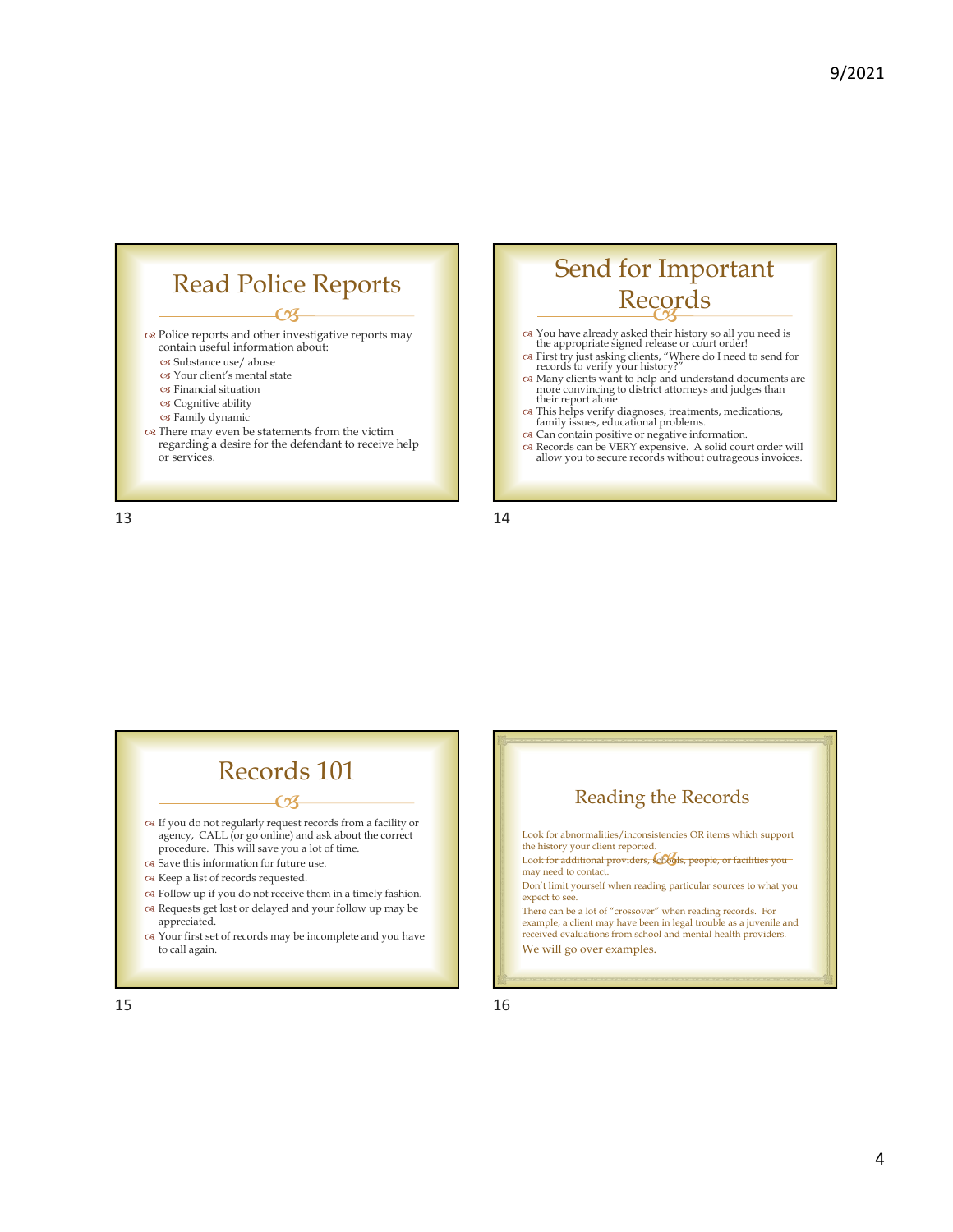## Read Police Reports

- Police reports and other investigative reports may contain useful information about:
  - Substance use/ abuse
  - Your client's mental state
  - Financial situation
  - Cognitive ability
  - Family dynamic
- There may even be statements from the victim regarding a desire for the defendant to receive help or services.

## Send for Important Records

- You have already asked their history so all you need is the appropriate signed release or court order!
- First try just asking clients, "Where do I need to send for records to verify your history?"
- Many clients want to help and understand documents are more convincing to district attorneys and judges than their report alone.
- This helps verify diagnoses, treatments, medications, family issues, educational problems.
- Can contain positive or negative information.
- Records can be VERY expensive. A solid court order will allow you to secure records without outrageous invoices.

## Records 101

- If you do not regularly request records from a facility or agency, CALL (or go online) and ask about the correct procedure. This will save you a lot of time.
- Save this information for future use.
- Keep a list of records requested.
- Follow up if you do not receive them in a timely fashion.
- Requests get lost or delayed and your follow up may be appreciated.
- Your first set of records may be incomplete and you have to call again.

## Reading the Records

Look for abnormalities/inconsistencies OR items which support the history your client reported.

Look for additional providers, schools, people, or facilities you may need to contact.

Don't limit yourself when reading particular sources to what you expect to see.

There can be a lot of "crossover" when reading records. For example, a client may have been in legal trouble as a juvenile and received evaluations from school and mental health providers.

We will go over examples.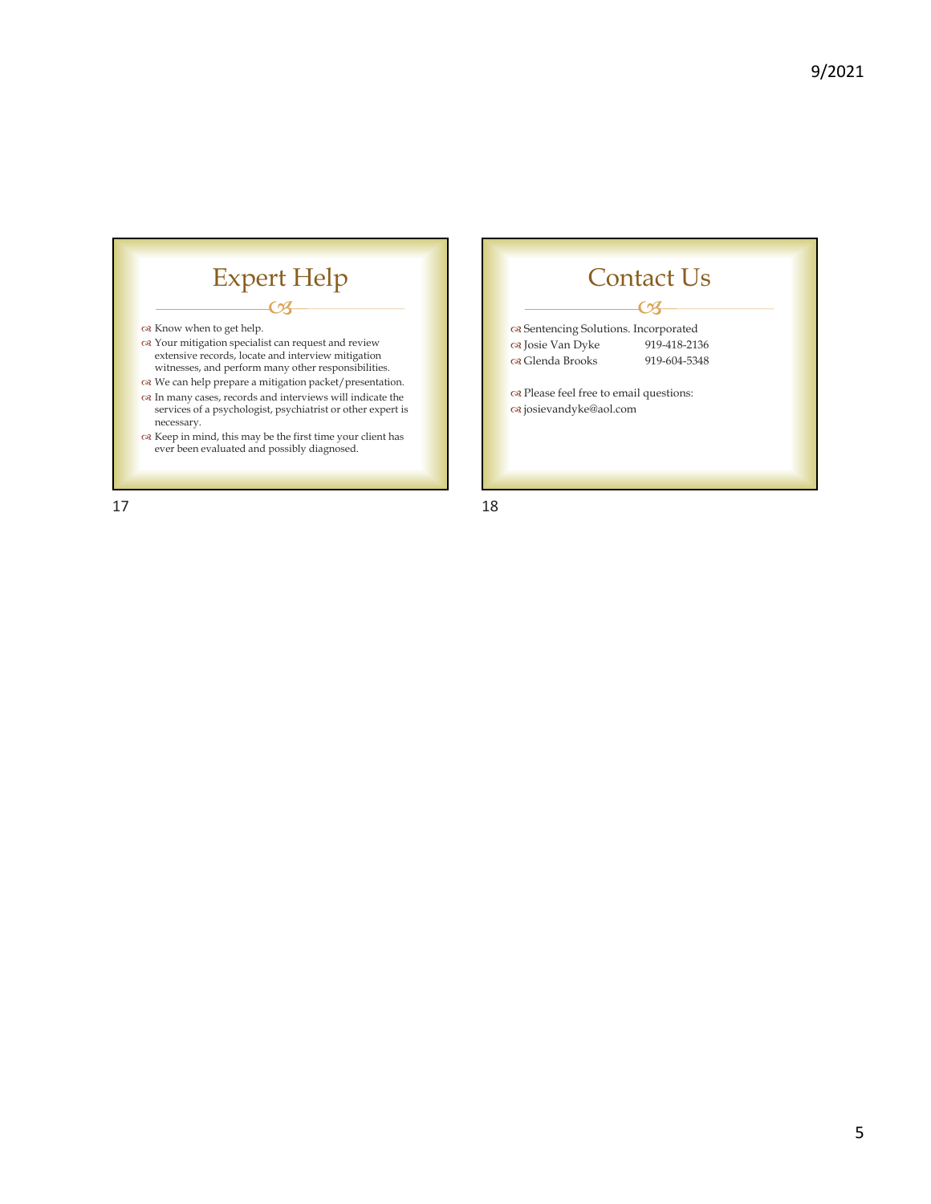## Expert Help

- Know when to get help.
- Your mitigation specialist can request and review extensive records, locate and interview mitigation witnesses, and perform many other responsibilities.
- We can help prepare a mitigation packet/presentation.
- In many cases, records and interviews will indicate the services of a psychologist, psychiatrist or other expert is necessary.
- Keep in mind, this may be the first time your client has ever been evaluated and possibly diagnosed.

## Contact Us

- Sentencing Solutions. Incorporated
- Josie Van Dyke 919-418-2136
- Glenda Brooks 919-604-5348

- Please feel free to email questions:
- josievandyke@aol.com